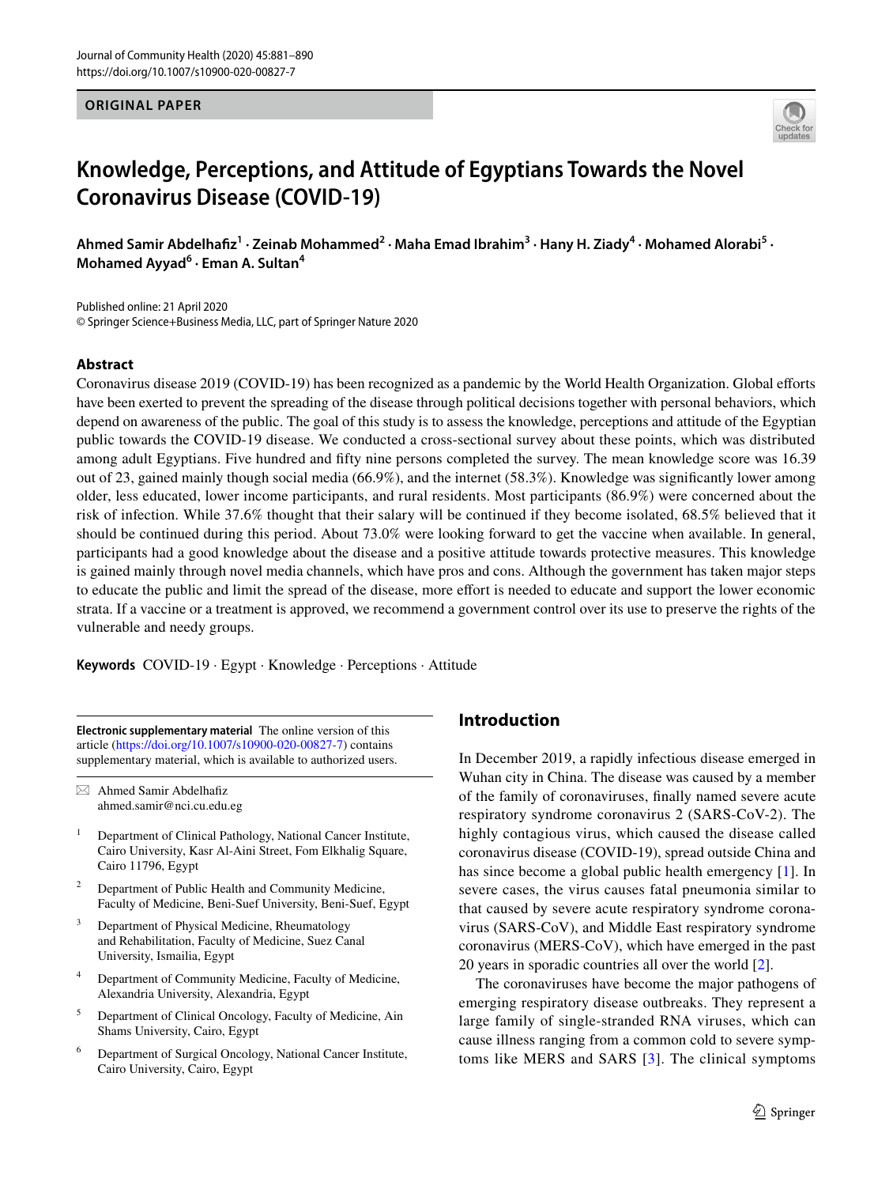ORIGINAL PAPER

# Knowledge, Perceptions, and Attitude of Egyptians Towards the Novel Coronavirus Disease (COVID-19)

**Ahmed Samir Abdelhafiz[1] · Zeinab Mohammed[2] · Maha Emad Ibrahim[3] · Hany H. Ziady[4] · Mohamed Alorabi[5] · Mohamed Ayyad[6] · Eman A. Sultan[4]**

Published online: 21 April 2020
© Springer Science+Business Media, LLC, part of Springer Nature 2020

## Abstract

Coronavirus disease 2019 (COVID-19) has been recognized as a pandemic by the World Health Organization. Global efforts have been exerted to prevent the spreading of the disease through political decisions together with personal behaviors, which depend on awareness of the public. The goal of this study is to assess the knowledge, perceptions and attitude of the Egyptian public towards the COVID-19 disease. We conducted a cross-sectional survey about these points, which was distributed among adult Egyptians. Five hundred and fifty nine persons completed the survey. The mean knowledge score was 16.39 out of 23, gained mainly though social media (66.9%), and the internet (58.3%). Knowledge was significantly lower among older, less educated, lower income participants, and rural residents. Most participants (86.9%) were concerned about the risk of infection. While 37.6% thought that their salary will be continued if they become isolated, 68.5% believed that it should be continued during this period. About 73.0% were looking forward to get the vaccine when available. In general, participants had a good knowledge about the disease and a positive attitude towards protective measures. This knowledge is gained mainly through novel media channels, which have pros and cons. Although the government has taken major steps to educate the public and limit the spread of the disease, more effort is needed to educate and support the lower economic strata. If a vaccine or a treatment is approved, we recommend a government control over its use to preserve the rights of the vulnerable and needy groups.

**Keywords** COVID-19 · Egypt · Knowledge · Perceptions · Attitude

**Electronic supplementary material** The online version of this article (https://doi.org/10.1007/s10900-020-00827-7) contains supplementary material, which is available to authorized users.

✉ Ahmed Samir Abdelhafiz
ahmed.samir@nci.cu.edu.eg

1. Department of Clinical Pathology, National Cancer Institute, Cairo University, Kasr Al-Aini Street, Fom Elkhalig Square, Cairo 11796, Egypt
2. Department of Public Health and Community Medicine, Faculty of Medicine, Beni-Suef University, Beni-Suef, Egypt
3. Department of Physical Medicine, Rheumatology and Rehabilitation, Faculty of Medicine, Suez Canal University, Ismailia, Egypt
4. Department of Community Medicine, Faculty of Medicine, Alexandria University, Alexandria, Egypt
5. Department of Clinical Oncology, Faculty of Medicine, Ain Shams University, Cairo, Egypt
6. Department of Surgical Oncology, National Cancer Institute, Cairo University, Cairo, Egypt

## Introduction

In December 2019, a rapidly infectious disease emerged in Wuhan city in China. The disease was caused by a member of the family of coronaviruses, finally named severe acute respiratory syndrome coronavirus 2 (SARS-CoV-2). The highly contagious virus, which caused the disease called coronavirus disease (COVID-19), spread outside China and has since become a global public health emergency [1]. In severe cases, the virus causes fatal pneumonia similar to that caused by severe acute respiratory syndrome coronavirus (SARS-CoV), and Middle East respiratory syndrome coronavirus (MERS-CoV), which have emerged in the past 20 years in sporadic countries all over the world [2].

The coronaviruses have become the major pathogens of emerging respiratory disease outbreaks. They represent a large family of single-stranded RNA viruses, which can cause illness ranging from a common cold to severe symptoms like MERS and SARS [3]. The clinical symptoms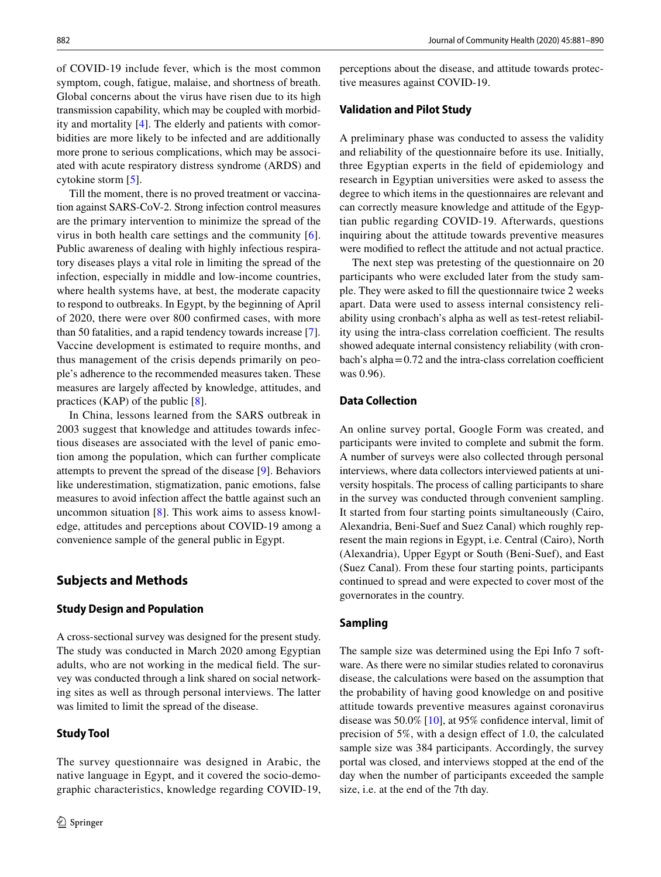of COVID-19 include fever, which is the most common symptom, cough, fatigue, malaise, and shortness of breath. Global concerns about the virus have risen due to its high transmission capability, which may be coupled with morbidity and mortality [4]. The elderly and patients with comorbidities are more likely to be infected and are additionally more prone to serious complications, which may be associated with acute respiratory distress syndrome (ARDS) and cytokine storm [5].

Till the moment, there is no proved treatment or vaccination against SARS-CoV-2. Strong infection control measures are the primary intervention to minimize the spread of the virus in both health care settings and the community [6]. Public awareness of dealing with highly infectious respiratory diseases plays a vital role in limiting the spread of the infection, especially in middle and low-income countries, where health systems have, at best, the moderate capacity to respond to outbreaks. In Egypt, by the beginning of April of 2020, there were over 800 confirmed cases, with more than 50 fatalities, and a rapid tendency towards increase [7]. Vaccine development is estimated to require months, and thus management of the crisis depends primarily on people's adherence to the recommended measures taken. These measures are largely affected by knowledge, attitudes, and practices (KAP) of the public [8].

In China, lessons learned from the SARS outbreak in 2003 suggest that knowledge and attitudes towards infectious diseases are associated with the level of panic emotion among the population, which can further complicate attempts to prevent the spread of the disease [9]. Behaviors like underestimation, stigmatization, panic emotions, false measures to avoid infection affect the battle against such an uncommon situation [8]. This work aims to assess knowledge, attitudes and perceptions about COVID-19 among a convenience sample of the general public in Egypt.

## Subjects and Methods

### Study Design and Population

A cross-sectional survey was designed for the present study. The study was conducted in March 2020 among Egyptian adults, who are not working in the medical field. The survey was conducted through a link shared on social networking sites as well as through personal interviews. The latter was limited to limit the spread of the disease.

### Study Tool

The survey questionnaire was designed in Arabic, the native language in Egypt, and it covered the socio-demographic characteristics, knowledge regarding COVID-19, perceptions about the disease, and attitude towards protective measures against COVID-19.

### Validation and Pilot Study

A preliminary phase was conducted to assess the validity and reliability of the questionnaire before its use. Initially, three Egyptian experts in the field of epidemiology and research in Egyptian universities were asked to assess the degree to which items in the questionnaires are relevant and can correctly measure knowledge and attitude of the Egyptian public regarding COVID-19. Afterwards, questions inquiring about the attitude towards preventive measures were modified to reflect the attitude and not actual practice.

The next step was pretesting of the questionnaire on 20 participants who were excluded later from the study sample. They were asked to fill the questionnaire twice 2 weeks apart. Data were used to assess internal consistency reliability using cronbach's alpha as well as test-retest reliability using the intra-class correlation coefficient. The results showed adequate internal consistency reliability (with cronbach's alpha = 0.72 and the intra-class correlation coefficient was 0.96).

### Data Collection

An online survey portal, Google Form was created, and participants were invited to complete and submit the form. A number of surveys were also collected through personal interviews, where data collectors interviewed patients at university hospitals. The process of calling participants to share in the survey was conducted through convenient sampling. It started from four starting points simultaneously (Cairo, Alexandria, Beni-Suef and Suez Canal) which roughly represent the main regions in Egypt, i.e. Central (Cairo), North (Alexandria), Upper Egypt or South (Beni-Suef), and East (Suez Canal). From these four starting points, participants continued to spread and were expected to cover most of the governorates in the country.

### Sampling

The sample size was determined using the Epi Info 7 software. As there were no similar studies related to coronavirus disease, the calculations were based on the assumption that the probability of having good knowledge on and positive attitude towards preventive measures against coronavirus disease was 50.0% [10], at 95% confidence interval, limit of precision of 5%, with a design effect of 1.0, the calculated sample size was 384 participants. Accordingly, the survey portal was closed, and interviews stopped at the end of the day when the number of participants exceeded the sample size, i.e. at the end of the 7th day.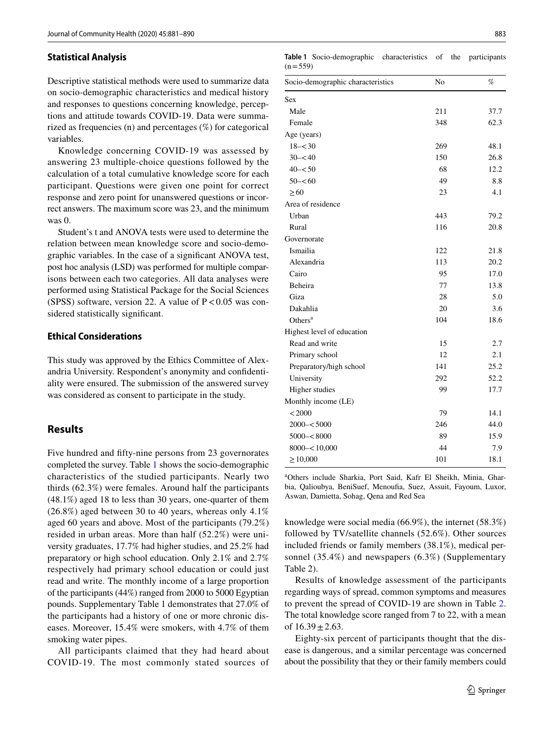### Statistical Analysis

Descriptive statistical methods were used to summarize data on socio-demographic characteristics and medical history and responses to questions concerning knowledge, perceptions and attitude towards COVID-19. Data were summarized as frequencies (n) and percentages (%) for categorical variables.

Knowledge concerning COVID-19 was assessed by answering 23 multiple-choice questions followed by the calculation of a total cumulative knowledge score for each participant. Questions were given one point for correct response and zero point for unanswered questions or incorrect answers. The maximum score was 23, and the minimum was 0.

Student's t and ANOVA tests were used to determine the relation between mean knowledge score and socio-demographic variables. In the case of a significant ANOVA test, post hoc analysis (LSD) was performed for multiple comparisons between each two categories. All data analyses were performed using Statistical Package for the Social Sciences (SPSS) software, version 22. A value of $P < 0.05$ was considered statistically significant.

### Ethical Considerations

This study was approved by the Ethics Committee of Alexandria University. Respondent's anonymity and confidentiality were ensured. The submission of the answered survey was considered as consent to participate in the study.

## Results

Five hundred and fifty-nine persons from 23 governorates completed the survey. Table 1 shows the socio-demographic characteristics of the studied participants. Nearly two thirds (62.3%) were females. Around half the participants (48.1%) aged 18 to less than 30 years, one-quarter of them (26.8%) aged between 30 to 40 years, whereas only 4.1% aged 60 years and above. Most of the participants (79.2%) resided in urban areas. More than half (52.2%) were university graduates, 17.7% had higher studies, and 25.2% had preparatory or high school education. Only 2.1% and 2.7% respectively had primary school education or could just read and write. The monthly income of a large proportion of the participants (44%) ranged from 2000 to 5000 Egyptian pounds. Supplementary Table 1 demonstrates that 27.0% of the participants had a history of one or more chronic diseases. Moreover, 15.4% were smokers, with 4.7% of them smoking water pipes.

All participants claimed that they had heard about COVID-19. The most commonly stated sources of knowledge were social media (66.9%), the internet (58.3%) followed by TV/satellite channels (52.6%). Other sources included friends or family members (38.1%), medical personnel (35.4%) and newspapers (6.3%) (Supplementary Table 2).

Results of knowledge assessment of the participants regarding ways of spread, common symptoms and measures to prevent the spread of COVID-19 are shown in Table 2. The total knowledge score ranged from 7 to 22, with a mean of $16.39 \pm 2.63$.

Eighty-six percent of participants thought that the disease is dangerous, and a similar percentage was concerned about the possibility that they or their family members could

**Table 1** Socio-demographic characteristics of the participants (n = 559)

| Socio-demographic characteristics | No | % |
|---|---|---|
| Sex | | |
| Male | 211 | 37.7 |
| Female | 348 | 62.3 |
| Age (years) | | |
| 18–< 30 | 269 | 48.1 |
| 30–< 40 | 150 | 26.8 |
| 40–< 50 | 68 | 12.2 |
| 50–< 60 | 49 | 8.8 |
| ≥ 60 | 23 | 4.1 |
| Area of residence | | |
| Urban | 443 | 79.2 |
| Rural | 116 | 20.8 |
| Governorate | | |
| Ismailia | 122 | 21.8 |
| Alexandria | 113 | 20.2 |
| Cairo | 95 | 17.0 |
| Beheira | 77 | 13.8 |
| Giza | 28 | 5.0 |
| Dakahlia | 20 | 3.6 |
| Others[a] | 104 | 18.6 |
| Highest level of education | | |
| Read and write | 15 | 2.7 |
| Primary school | 12 | 2.1 |
| Preparatory/high school | 141 | 25.2 |
| University | 292 | 52.2 |
| Higher studies | 99 | 17.7 |
| Monthly income (LE) | | |
| < 2000 | 79 | 14.1 |
| 2000–< 5000 | 246 | 44.0 |
| 5000–< 8000 | 89 | 15.9 |
| 8000–< 10,000 | 44 | 7.9 |
| ≥ 10,000 | 101 | 18.1 |

[a]Others include Sharkia, Port Said, Kafr El Sheikh, Minia, Gharbia, Qalioubya, BeniSuef, Menoufia, Suez, Assuit, Fayoum, Luxor, Aswan, Damietta, Sohag, Qena and Red Sea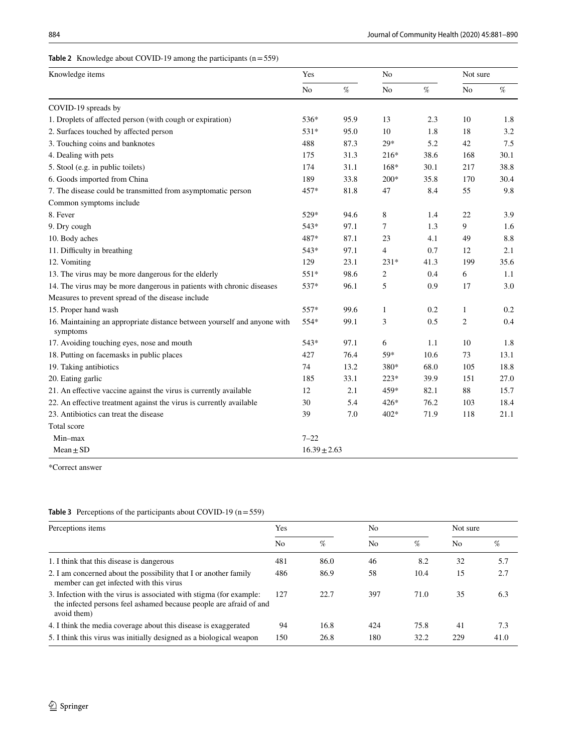**Table 2** Knowledge about COVID-19 among the participants (n = 559)

| Knowledge items | Yes | | No | | Not sure | |
|---|---|---|---|---|---|---|
| | No | % | No | % | No | % |
| COVID-19 spreads by | | | | | | |
| 1. Droplets of affected person (with cough or expiration) | 536* | 95.9 | 13 | 2.3 | 10 | 1.8 |
| 2. Surfaces touched by affected person | 531* | 95.0 | 10 | 1.8 | 18 | 3.2 |
| 3. Touching coins and banknotes | 488 | 87.3 | 29* | 5.2 | 42 | 7.5 |
| 4. Dealing with pets | 175 | 31.3 | 216* | 38.6 | 168 | 30.1 |
| 5. Stool (e.g. in public toilets) | 174 | 31.1 | 168* | 30.1 | 217 | 38.8 |
| 6. Goods imported from China | 189 | 33.8 | 200* | 35.8 | 170 | 30.4 |
| 7. The disease could be transmitted from asymptomatic person | 457* | 81.8 | 47 | 8.4 | 55 | 9.8 |
| Common symptoms include | | | | | | |
| 8. Fever | 529* | 94.6 | 8 | 1.4 | 22 | 3.9 |
| 9. Dry cough | 543* | 97.1 | 7 | 1.3 | 9 | 1.6 |
| 10. Body aches | 487* | 87.1 | 23 | 4.1 | 49 | 8.8 |
| 11. Difficulty in breathing | 543* | 97.1 | 4 | 0.7 | 12 | 2.1 |
| 12. Vomiting | 129 | 23.1 | 231* | 41.3 | 199 | 35.6 |
| 13. The virus may be more dangerous for the elderly | 551* | 98.6 | 2 | 0.4 | 6 | 1.1 |
| 14. The virus may be more dangerous in patients with chronic diseases | 537* | 96.1 | 5 | 0.9 | 17 | 3.0 |
| Measures to prevent spread of the disease include | | | | | | |
| 15. Proper hand wash | 557* | 99.6 | 1 | 0.2 | 1 | 0.2 |
| 16. Maintaining an appropriate distance between yourself and anyone with symptoms | 554* | 99.1 | 3 | 0.5 | 2 | 0.4 |
| 17. Avoiding touching eyes, nose and mouth | 543* | 97.1 | 6 | 1.1 | 10 | 1.8 |
| 18. Putting on facemasks in public places | 427 | 76.4 | 59* | 10.6 | 73 | 13.1 |
| 19. Taking antibiotics | 74 | 13.2 | 380* | 68.0 | 105 | 18.8 |
| 20. Eating garlic | 185 | 33.1 | 223* | 39.9 | 151 | 27.0 |
| 21. An effective vaccine against the virus is currently available | 12 | 2.1 | 459* | 82.1 | 88 | 15.7 |
| 22. An effective treatment against the virus is currently available | 30 | 5.4 | 426* | 76.2 | 103 | 18.4 |
| 23. Antibiotics can treat the disease | 39 | 7.0 | 402* | 71.9 | 118 | 21.1 |
| Total score | | | | | | |
| Min–max | 7–22 | | | | | |
| Mean ± SD | 16.39 ± 2.63 | | | | | |

*Correct answer

**Table 3** Perceptions of the participants about COVID-19 (n = 559)

| Perceptions items | Yes | | No | | Not sure | |
|---|---|---|---|---|---|---|
| | No | % | No | % | No | % |
| 1. I think that this disease is dangerous | 481 | 86.0 | 46 | 8.2 | 32 | 5.7 |
| 2. I am concerned about the possibility that I or another family member can get infected with this virus | 486 | 86.9 | 58 | 10.4 | 15 | 2.7 |
| 3. Infection with the virus is associated with stigma (for example: the infected persons feel ashamed because people are afraid of and avoid them) | 127 | 22.7 | 397 | 71.0 | 35 | 6.3 |
| 4. I think the media coverage about this disease is exaggerated | 94 | 16.8 | 424 | 75.8 | 41 | 7.3 |
| 5. I think this virus was initially designed as a biological weapon | 150 | 26.8 | 180 | 32.2 | 229 | 41.0 |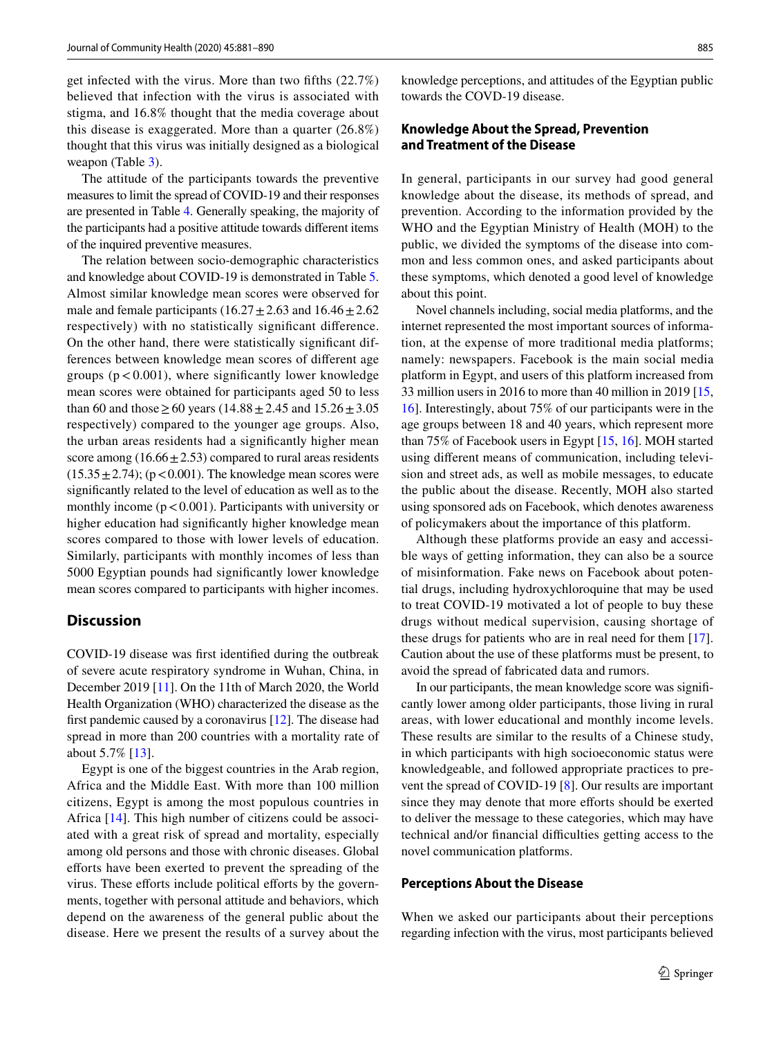get infected with the virus. More than two fifths (22.7%) believed that infection with the virus is associated with stigma, and 16.8% thought that the media coverage about this disease is exaggerated. More than a quarter (26.8%) thought that this virus was initially designed as a biological weapon (Table 3).

The attitude of the participants towards the preventive measures to limit the spread of COVID-19 and their responses are presented in Table 4. Generally speaking, the majority of the participants had a positive attitude towards different items of the inquired preventive measures.

The relation between socio-demographic characteristics and knowledge about COVID-19 is demonstrated in Table 5. Almost similar knowledge mean scores were observed for male and female participants ($16.27 \pm 2.63$ and $16.46 \pm 2.62$ respectively) with no statistically significant difference. On the other hand, there were statistically significant differences between knowledge mean scores of different age groups ($p < 0.001$), where significantly lower knowledge mean scores were obtained for participants aged 50 to less than 60 and those $\geq 60$ years ($14.88 \pm 2.45$ and $15.26 \pm 3.05$ respectively) compared to the younger age groups. Also, the urban areas residents had a significantly higher mean score among ($16.66 \pm 2.53$) compared to rural areas residents ($15.35 \pm 2.74$); ($p < 0.001$). The knowledge mean scores were significantly related to the level of education as well as to the monthly income ($p < 0.001$). Participants with university or higher education had significantly higher knowledge mean scores compared to those with lower levels of education. Similarly, participants with monthly incomes of less than 5000 Egyptian pounds had significantly lower knowledge mean scores compared to participants with higher incomes.

## Discussion

COVID-19 disease was first identified during the outbreak of severe acute respiratory syndrome in Wuhan, China, in December 2019 [11]. On the 11th of March 2020, the World Health Organization (WHO) characterized the disease as the first pandemic caused by a coronavirus [12]. The disease had spread in more than 200 countries with a mortality rate of about 5.7% [13].

Egypt is one of the biggest countries in the Arab region, Africa and the Middle East. With more than 100 million citizens, Egypt is among the most populous countries in Africa [14]. This high number of citizens could be associated with a great risk of spread and mortality, especially among old persons and those with chronic diseases. Global efforts have been exerted to prevent the spreading of the virus. These efforts include political efforts by the governments, together with personal attitude and behaviors, which depend on the awareness of the general public about the disease. Here we present the results of a survey about the knowledge perceptions, and attitudes of the Egyptian public towards the COVID-19 disease.

### Knowledge About the Spread, Prevention and Treatment of the Disease

In general, participants in our survey had good general knowledge about the disease, its methods of spread, and prevention. According to the information provided by the WHO and the Egyptian Ministry of Health (MOH) to the public, we divided the symptoms of the disease into common and less common ones, and asked participants about these symptoms, which denoted a good level of knowledge about this point.

Novel channels including, social media platforms, and the internet represented the most important sources of information, at the expense of more traditional media platforms; namely: newspapers. Facebook is the main social media platform in Egypt, and users of this platform increased from 33 million users in 2016 to more than 40 million in 2019 [15, 16]. Interestingly, about 75% of our participants were in the age groups between 18 and 40 years, which represent more than 75% of Facebook users in Egypt [15, 16]. MOH started using different means of communication, including television and street ads, as well as mobile messages, to educate the public about the disease. Recently, MOH also started using sponsored ads on Facebook, which denotes awareness of policymakers about the importance of this platform.

Although these platforms provide an easy and accessible ways of getting information, they can also be a source of misinformation. Fake news on Facebook about potential drugs, including hydroxychloroquine that may be used to treat COVID-19 motivated a lot of people to buy these drugs without medical supervision, causing shortage of these drugs for patients who are in real need for them [17]. Caution about the use of these platforms must be present, to avoid the spread of fabricated data and rumors.

In our participants, the mean knowledge score was significantly lower among older participants, those living in rural areas, with lower educational and monthly income levels. These results are similar to the results of a Chinese study, in which participants with high socioeconomic status were knowledgeable, and followed appropriate practices to prevent the spread of COVID-19 [8]. Our results are important since they may denote that more efforts should be exerted to deliver the message to these categories, which may have technical and/or financial difficulties getting access to the novel communication platforms.

### Perceptions About the Disease

When we asked our participants about their perceptions regarding infection with the virus, most participants believed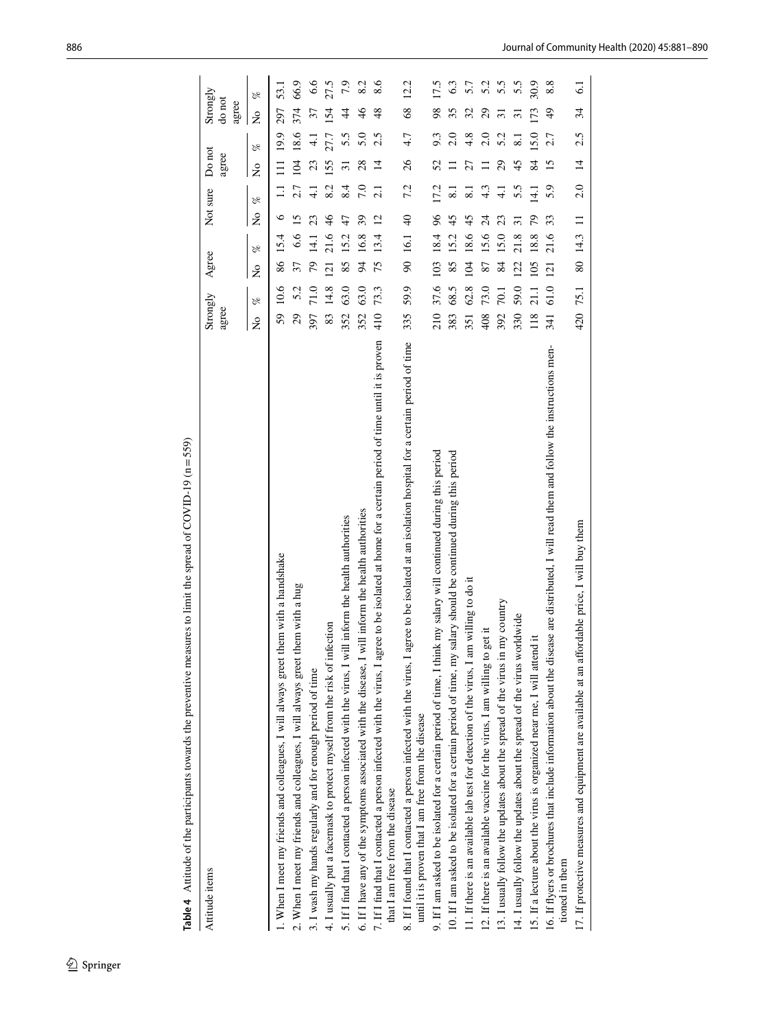**Table 4** Attitude of the participants towards the preventive measures to limit the spread of COVID-19 (n = 559)

| Attitude items | Strongly agree | | Agree | | Not sure | | Do not agree | | Strongly do not agree | |
|---|---|---|---|---|---|---|---|---|---|---|
| | No | % | No | % | No | % | No | % | No | % |
| 1. When I meet my friends and colleagues, I will always greet them with a handshake | 59 | 10.6 | 86 | 15.4 | 6 | 1.1 | 111 | 19.9 | 297 | 53.1 |
| 2. When I meet my friends and colleagues, I will always greet them with a hug | 29 | 5.2 | 37 | 6.6 | 15 | 2.7 | 104 | 18.6 | 374 | 66.9 |
| 3. I wash my hands regularly and for enough period of time | 397 | 71.0 | 79 | 14.1 | 23 | 4.1 | 23 | 4.1 | 37 | 6.6 |
| 4. I usually put a facemask to protect myself from the risk of infection | 83 | 14.8 | 121 | 21.6 | 46 | 8.2 | 155 | 27.7 | 154 | 27.5 |
| 5. If I find that I contacted a person infected with the virus, I will inform the health authorities | 352 | 63.0 | 85 | 15.2 | 47 | 8.4 | 31 | 5.5 | 44 | 7.9 |
| 6. If I have any of the symptoms associated with the disease, I will inform the health authorities | 352 | 63.0 | 94 | 16.8 | 39 | 7.0 | 28 | 5.0 | 46 | 8.2 |
| 7. If I find that I contacted a person infected with the virus, I agree to be isolated at home for a certain period of time until it is proven that I am free from the disease | 410 | 73.3 | 75 | 13.4 | 12 | 2.1 | 14 | 2.5 | 48 | 8.6 |
| 8. If I found that I contacted a person infected with the virus, I agree to be isolated at an isolation hospital for a certain period of time until it is proven that I am free from the disease | 335 | 59.9 | 90 | 16.1 | 40 | 7.2 | 26 | 4.7 | 68 | 12.2 |
| 9. If I am asked to be isolated for a certain period of time, I think my salary will continued during this period | 210 | 37.6 | 103 | 18.4 | 96 | 17.2 | 52 | 9.3 | 98 | 17.5 |
| 10. If I am asked to be isolated for a certain period of time, my salary should be continued during this period | 383 | 68.5 | 85 | 15.2 | 45 | 8.1 | 11 | 2.0 | 35 | 6.3 |
| 11. If there is an available lab test for detection of the virus, I am willing to do it | 351 | 62.8 | 104 | 18.6 | 45 | 8.1 | 27 | 4.8 | 32 | 5.7 |
| 12. If there is an available vaccine for the virus, I am willing to get it | 408 | 73.0 | 87 | 15.6 | 24 | 4.3 | 11 | 2.0 | 29 | 5.2 |
| 13. I usually follow the updates about the spread of the virus in my country | 392 | 70.1 | 84 | 15.0 | 23 | 4.1 | 29 | 5.2 | 31 | 5.5 |
| 14. I usually follow the updates about the spread of the virus worldwide | 330 | 59.0 | 122 | 21.8 | 31 | 5.5 | 45 | 8.1 | 31 | 5.5 |
| 15. If a lecture about the virus is organized near me, I will attend it | 118 | 21.1 | 105 | 18.8 | 79 | 14.1 | 84 | 15.0 | 173 | 30.9 |
| 16. If flyers or brochures that include information about the disease are distributed, I will read them and follow the instructions mentioned in them | 341 | 61.0 | 121 | 21.6 | 33 | 5.9 | 15 | 2.7 | 49 | 8.8 |
| 17. If protective measures and equipment are available at an affordable price, I will buy them | 420 | 75.1 | 80 | 14.3 | 11 | 2.0 | 14 | 2.5 | 34 | 6.1 |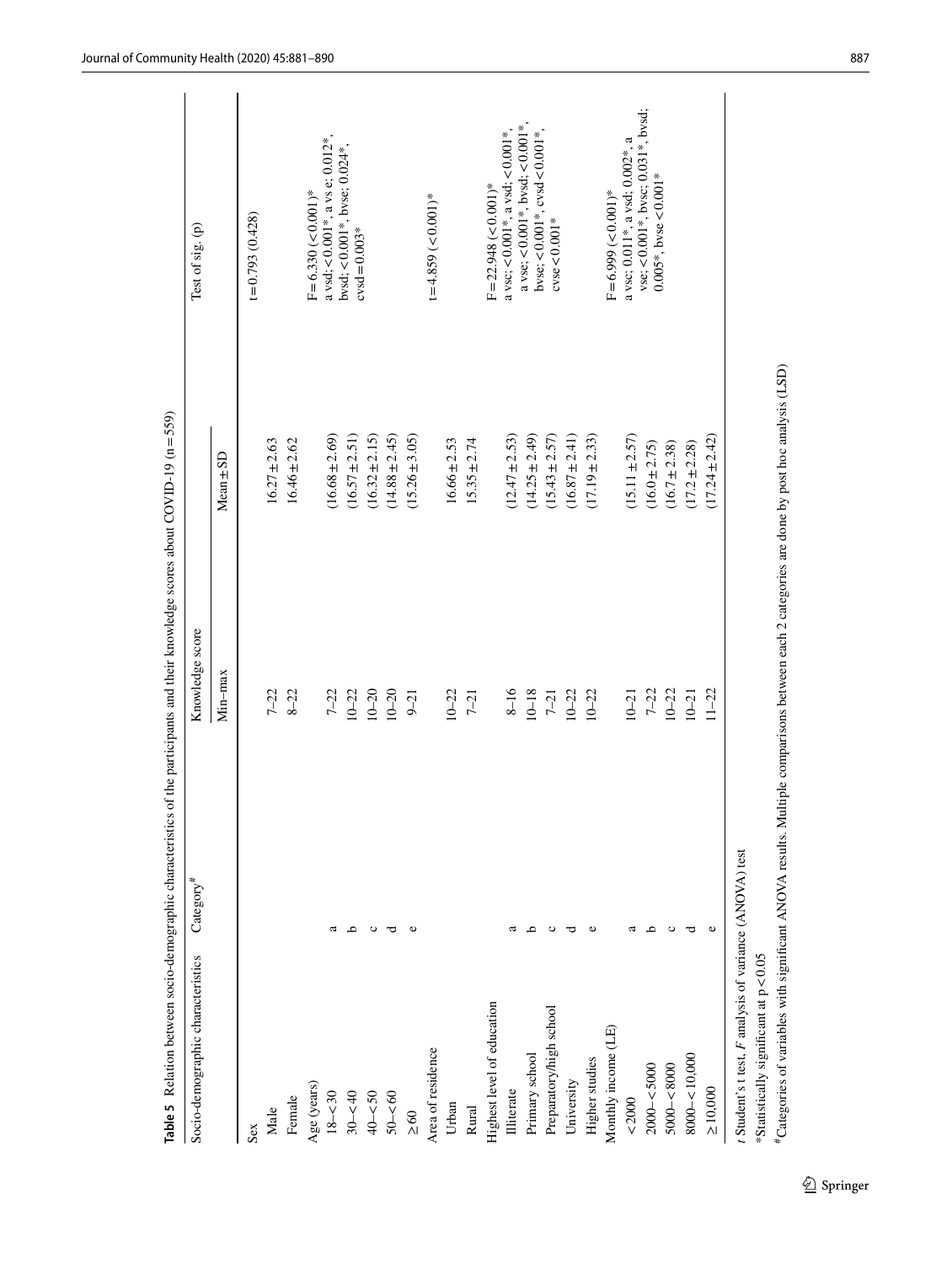**Table 5** Relation between socio-demographic characteristics of the participants and their knowledge scores about COVID-19 (n = 559)

| Socio-demographic characteristics | Category[#] | Knowledge score | | Test of sig. (p) |
|---|---|---|---|---|
| | | Min–max | Mean ± SD | |
| Sex | | | | t = 0.793 (0.428) |
| Male | | 7–22 | 16.27 ± 2.63 | |
| Female | | 8–22 | 16.46 ± 2.62 | |
| Age (years) | | | | F = 6.330 (< 0.001)* |
| 18–< 30 | a | 7–22 | (16.68 ± 2.69) | a vsd; < 0.001*, a vs e; 0.012*, bvsd; < 0.001*, bvse; 0.024*, cvsd = 0.003* |
| 30–< 40 | b | 10–22 | (16.57 ± 2.51) | |
| 40–< 50 | c | 10–20 | (16.32 ± 2.15) | |
| 50–< 60 | d | 10–20 | (14.88 ± 2.45) | |
| ≥ 60 | e | 9–21 | (15.26 ± 3.05) | |
| Area of residence | | | | t = 4.859 (< 0.001)* |
| Urban | | 10–22 | 16.66 ± 2.53 | |
| Rural | | 7–21 | 15.35 ± 2.74 | |
| Highest level of education | | | | F = 22.948 (< 0.001)* |
| Illiterate | a | 8–16 | (12.47 ± 2.53) | a vsc; < 0.001*, a vsd; < 0.001*, a vse; < 0.001*, bvsd; < 0.001*, bvse; < 0.001*, cvsd < 0.001*, cvse < 0.001* |
| Primary school | b | 10–18 | (14.25 ± 2.49) | |
| Preparatory/high school | c | 7–21 | (15.43 ± 2.57) | |
| University | d | 10–22 | (16.87 ± 2.41) | |
| Higher studies | e | 10–22 | (17.19 ± 2.33) | |
| Monthly income (LE) | | | | F = 6.999 (< 0.001)* |
| < 2000 | a | 10–21 | (15.11 ± 2.57) | a vsc; 0.011*, a vsd; 0.002*, a vse; < 0.001*, bvsc; 0.031*, bvsd; 0.005*, bvse < 0.001* |
| 2000–< 5000 | b | 7–22 | (16.0 ± 2.75) | |
| 5000–< 8000 | c | 10–22 | (16.7 ± 2.38) | |
| 8000–< 10,000 | d | 10–21 | (17.2 ± 2.28) | |
| ≥ 10,000 | e | 11–22 | (17.24 ± 2.42) | |

*t* Student's t test, *F* analysis of variance (ANOVA) test

*Statistically significant at $p < 0.05$

[#]Categories of variables with significant ANOVA results. Multiple comparisons between each 2 categories are done by post hoc analysis (LSD)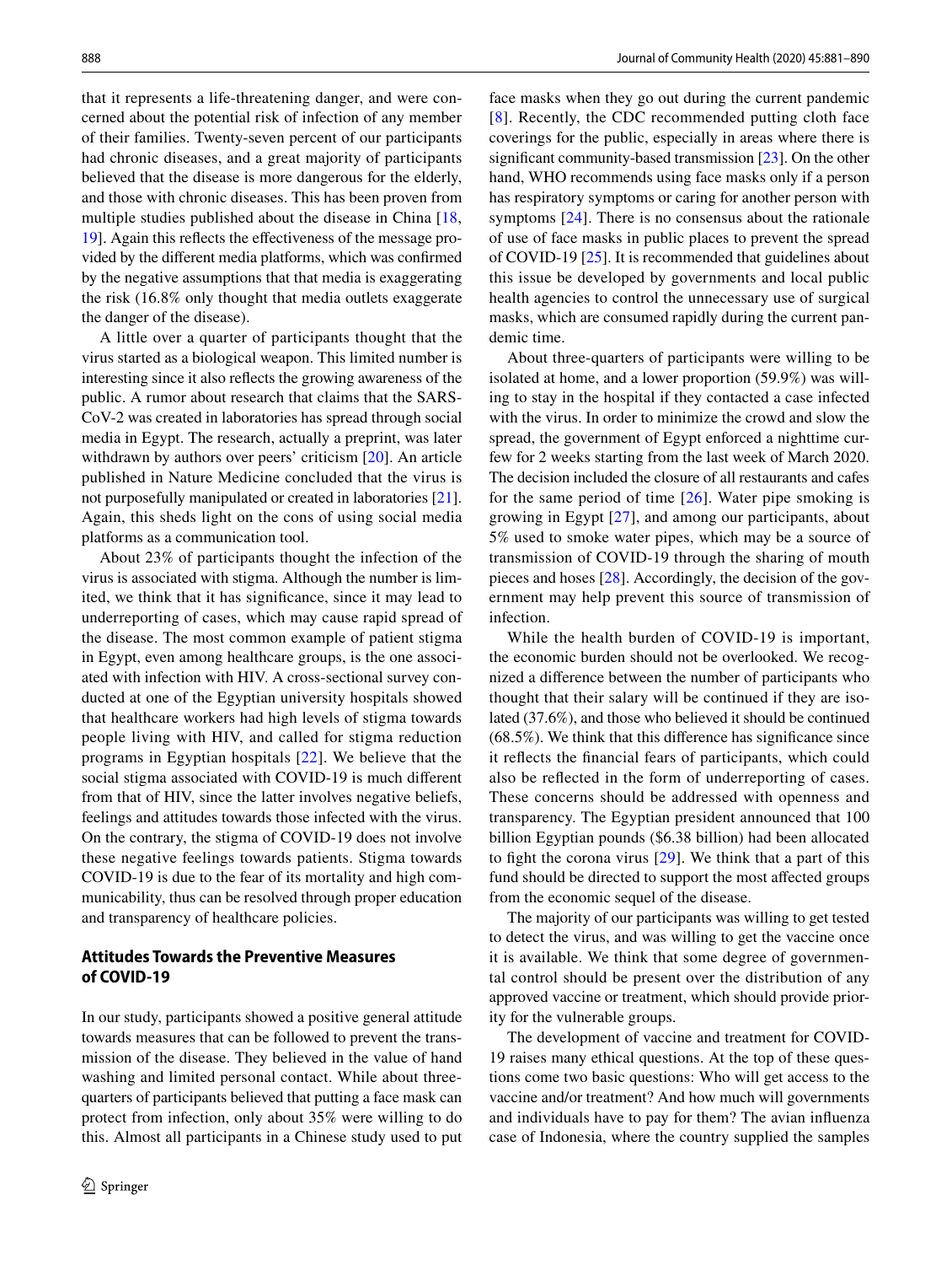that it represents a life-threatening danger, and were concerned about the potential risk of infection of any member of their families. Twenty-seven percent of our participants had chronic diseases, and a great majority of participants believed that the disease is more dangerous for the elderly, and those with chronic diseases. This has been proven from multiple studies published about the disease in China [18, 19]. Again this reflects the effectiveness of the message provided by the different media platforms, which was confirmed by the negative assumptions that that media is exaggerating the risk (16.8% only thought that media outlets exaggerate the danger of the disease).

A little over a quarter of participants thought that the virus started as a biological weapon. This limited number is interesting since it also reflects the growing awareness of the public. A rumor about research that claims that the SARS-CoV-2 was created in laboratories has spread through social media in Egypt. The research, actually a preprint, was later withdrawn by authors over peers' criticism [20]. An article published in Nature Medicine concluded that the virus is not purposefully manipulated or created in laboratories [21]. Again, this sheds light on the cons of using social media platforms as a communication tool.

About 23% of participants thought the infection of the virus is associated with stigma. Although the number is limited, we think that it has significance, since it may lead to underreporting of cases, which may cause rapid spread of the disease. The most common example of patient stigma in Egypt, even among healthcare groups, is the one associated with infection with HIV. A cross-sectional survey conducted at one of the Egyptian university hospitals showed that healthcare workers had high levels of stigma towards people living with HIV, and called for stigma reduction programs in Egyptian hospitals [22]. We believe that the social stigma associated with COVID-19 is much different from that of HIV, since the latter involves negative beliefs, feelings and attitudes towards those infected with the virus. On the contrary, the stigma of COVID-19 does not involve these negative feelings towards patients. Stigma towards COVID-19 is due to the fear of its mortality and high communicability, thus can be resolved through proper education and transparency of healthcare policies.

### Attitudes Towards the Preventive Measures of COVID-19

In our study, participants showed a positive general attitude towards measures that can be followed to prevent the transmission of the disease. They believed in the value of hand washing and limited personal contact. While about three-quarters of participants believed that putting a face mask can protect from infection, only about 35% were willing to do this. Almost all participants in a Chinese study used to put face masks when they go out during the current pandemic [8]. Recently, the CDC recommended putting cloth face coverings for the public, especially in areas where there is significant community-based transmission [23]. On the other hand, WHO recommends using face masks only if a person has respiratory symptoms or caring for another person with symptoms [24]. There is no consensus about the rationale of use of face masks in public places to prevent the spread of COVID-19 [25]. It is recommended that guidelines about this issue be developed by governments and local public health agencies to control the unnecessary use of surgical masks, which are consumed rapidly during the current pandemic time.

About three-quarters of participants were willing to be isolated at home, and a lower proportion (59.9%) was willing to stay in the hospital if they contacted a case infected with the virus. In order to minimize the crowd and slow the spread, the government of Egypt enforced a nighttime curfew for 2 weeks starting from the last week of March 2020. The decision included the closure of all restaurants and cafes for the same period of time [26]. Water pipe smoking is growing in Egypt [27], and among our participants, about 5% used to smoke water pipes, which may be a source of transmission of COVID-19 through the sharing of mouth pieces and hoses [28]. Accordingly, the decision of the government may help prevent this source of transmission of infection.

While the health burden of COVID-19 is important, the economic burden should not be overlooked. We recognized a difference between the number of participants who thought that their salary will be continued if they are isolated (37.6%), and those who believed it should be continued (68.5%). We think that this difference has significance since it reflects the financial fears of participants, which could also be reflected in the form of underreporting of cases. These concerns should be addressed with openness and transparency. The Egyptian president announced that 100 billion Egyptian pounds ($6.38 billion) had been allocated to fight the corona virus [29]. We think that a part of this fund should be directed to support the most affected groups from the economic sequel of the disease.

The majority of our participants was willing to get tested to detect the virus, and was willing to get the vaccine once it is available. We think that some degree of governmental control should be present over the distribution of any approved vaccine or treatment, which should provide priority for the vulnerable groups.

The development of vaccine and treatment for COVID-19 raises many ethical questions. At the top of these questions come two basic questions: Who will get access to the vaccine and/or treatment? And how much will governments and individuals have to pay for them? The avian influenza case of Indonesia, where the country supplied the samples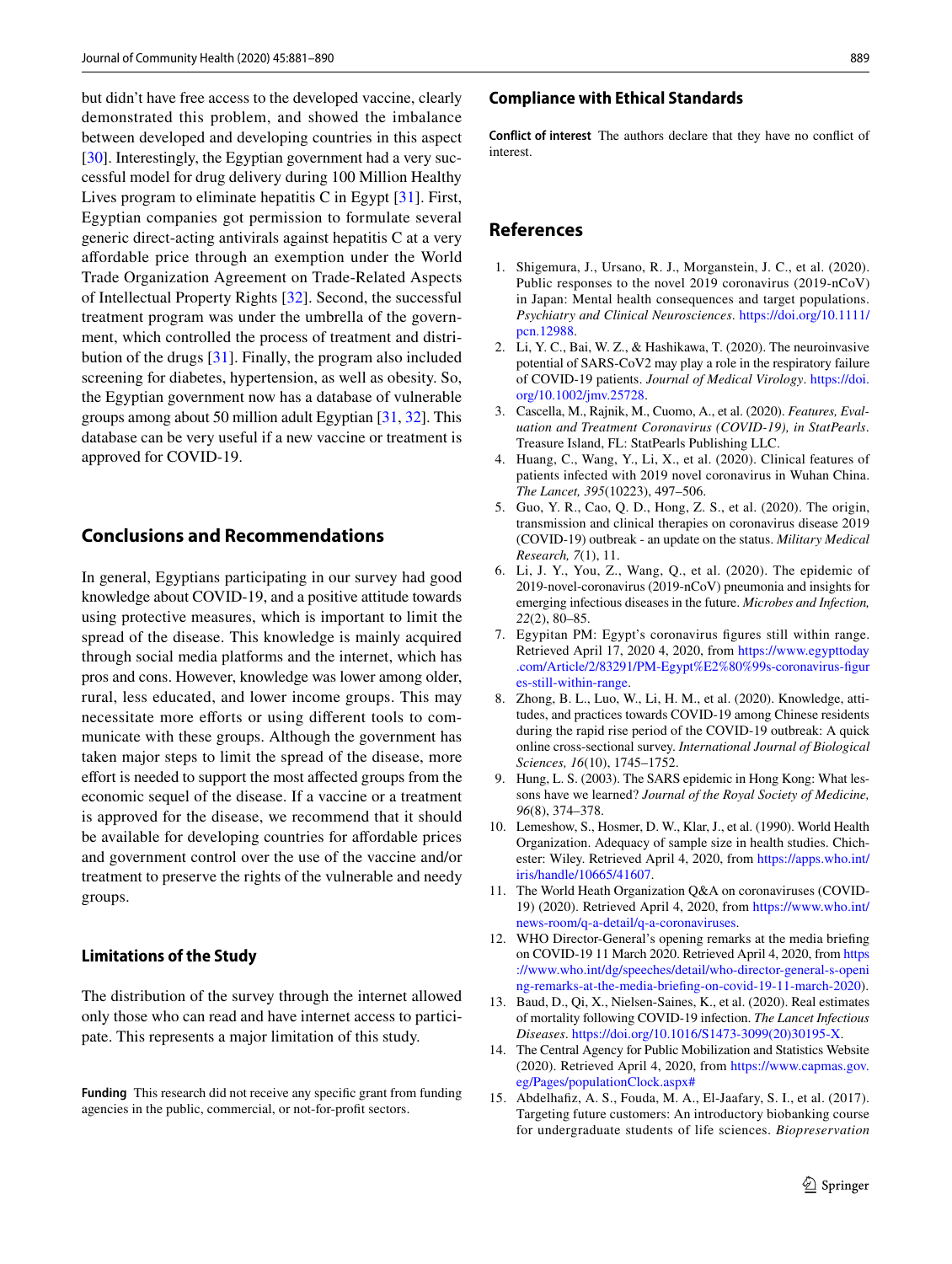but didn't have free access to the developed vaccine, clearly demonstrated this problem, and showed the imbalance between developed and developing countries in this aspect [30]. Interestingly, the Egyptian government had a very successful model for drug delivery during 100 Million Healthy Lives program to eliminate hepatitis C in Egypt [31]. First, Egyptian companies got permission to formulate several generic direct-acting antivirals against hepatitis C at a very affordable price through an exemption under the World Trade Organization Agreement on Trade-Related Aspects of Intellectual Property Rights [32]. Second, the successful treatment program was under the umbrella of the government, which controlled the process of treatment and distribution of the drugs [31]. Finally, the program also included screening for diabetes, hypertension, as well as obesity. So, the Egyptian government now has a database of vulnerable groups among about 50 million adult Egyptian [31, 32]. This database can be very useful if a new vaccine or treatment is approved for COVID-19.

## Conclusions and Recommendations

In general, Egyptians participating in our survey had good knowledge about COVID-19, and a positive attitude towards using protective measures, which is important to limit the spread of the disease. This knowledge is mainly acquired through social media platforms and the internet, which has pros and cons. However, knowledge was lower among older, rural, less educated, and lower income groups. This may necessitate more efforts or using different tools to communicate with these groups. Although the government has taken major steps to limit the spread of the disease, more effort is needed to support the most affected groups from the economic sequel of the disease. If a vaccine or a treatment is approved for the disease, we recommend that it should be available for developing countries for affordable prices and government control over the use of the vaccine and/or treatment to preserve the rights of the vulnerable and needy groups.

### Limitations of the Study

The distribution of the survey through the internet allowed only those who can read and have internet access to participate. This represents a major limitation of this study.

**Funding** This research did not receive any specific grant from funding agencies in the public, commercial, or not-for-profit sectors.

### Compliance with Ethical Standards

**Conflict of interest** The authors declare that they have no conflict of interest.

## References

1. Shigemura, J., Ursano, R. J., Morganstein, J. C., et al. (2020). Public responses to the novel 2019 coronavirus (2019-nCoV) in Japan: Mental health consequences and target populations. *Psychiatry and Clinical Neurosciences*. https://doi.org/10.1111/pcn.12988.
2. Li, Y. C., Bai, W. Z., & Hashikawa, T. (2020). The neuroinvasive potential of SARS-CoV2 may play a role in the respiratory failure of COVID-19 patients. *Journal of Medical Virology*. https://doi.org/10.1002/jmv.25728.
3. Cascella, M., Rajnik, M., Cuomo, A., et al. (2020). *Features, Evaluation and Treatment Coronavirus (COVID-19), in StatPearls*. Treasure Island, FL: StatPearls Publishing LLC.
4. Huang, C., Wang, Y., Li, X., et al. (2020). Clinical features of patients infected with 2019 novel coronavirus in Wuhan China. *The Lancet, 395*(10223), 497–506.
5. Guo, Y. R., Cao, Q. D., Hong, Z. S., et al. (2020). The origin, transmission and clinical therapies on coronavirus disease 2019 (COVID-19) outbreak - an update on the status. *Military Medical Research, 7*(1), 11.
6. Li, J. Y., You, Z., Wang, Q., et al. (2020). The epidemic of 2019-novel-coronavirus (2019-nCoV) pneumonia and insights for emerging infectious diseases in the future. *Microbes and Infection, 22*(2), 80–85.
7. Egypitan PM: Egypt's coronavirus figures still within range. Retrieved April 17, 2020 4, 2020, from https://www.egypttoday.com/Article/2/83291/PM-Egypt%E2%80%99s-coronavirus-figures-still-within-range.
8. Zhong, B. L., Luo, W., Li, H. M., et al. (2020). Knowledge, attitudes, and practices towards COVID-19 among Chinese residents during the rapid rise period of the COVID-19 outbreak: A quick online cross-sectional survey. *International Journal of Biological Sciences, 16*(10), 1745–1752.
9. Hung, L. S. (2003). The SARS epidemic in Hong Kong: What lessons have we learned? *Journal of the Royal Society of Medicine, 96*(8), 374–378.
10. Lemeshow, S., Hosmer, D. W., Klar, J., et al. (1990). World Health Organization. Adequacy of sample size in health studies. Chichester: Wiley. Retrieved April 4, 2020, from https://apps.who.int/iris/handle/10665/41607.
11. The World Heath Organization Q&A on coronaviruses (COVID-19) (2020). Retrieved April 4, 2020, from https://www.who.int/news-room/q-a-detail/q-a-coronaviruses.
12. WHO Director-General's opening remarks at the media briefing on COVID-19 11 March 2020. Retrieved April 4, 2020, from https://www.who.int/dg/speeches/detail/who-director-general-s-opening-remarks-at-the-media-briefing-on-covid-19-11-march-2020).
13. Baud, D., Qi, X., Nielsen-Saines, K., et al. (2020). Real estimates of mortality following COVID-19 infection. *The Lancet Infectious Diseases*. https://doi.org/10.1016/S1473-3099(20)30195-X.
14. The Central Agency for Public Mobilization and Statistics Website (2020). Retrieved April 4, 2020, from https://www.capmas.gov.eg/Pages/populationClock.aspx#
15. Abdelhafiz, A. S., Fouda, M. A., El-Jaafary, S. I., et al. (2017). Targeting future customers: An introductory biobanking course for undergraduate students of life sciences. *Biopreservation*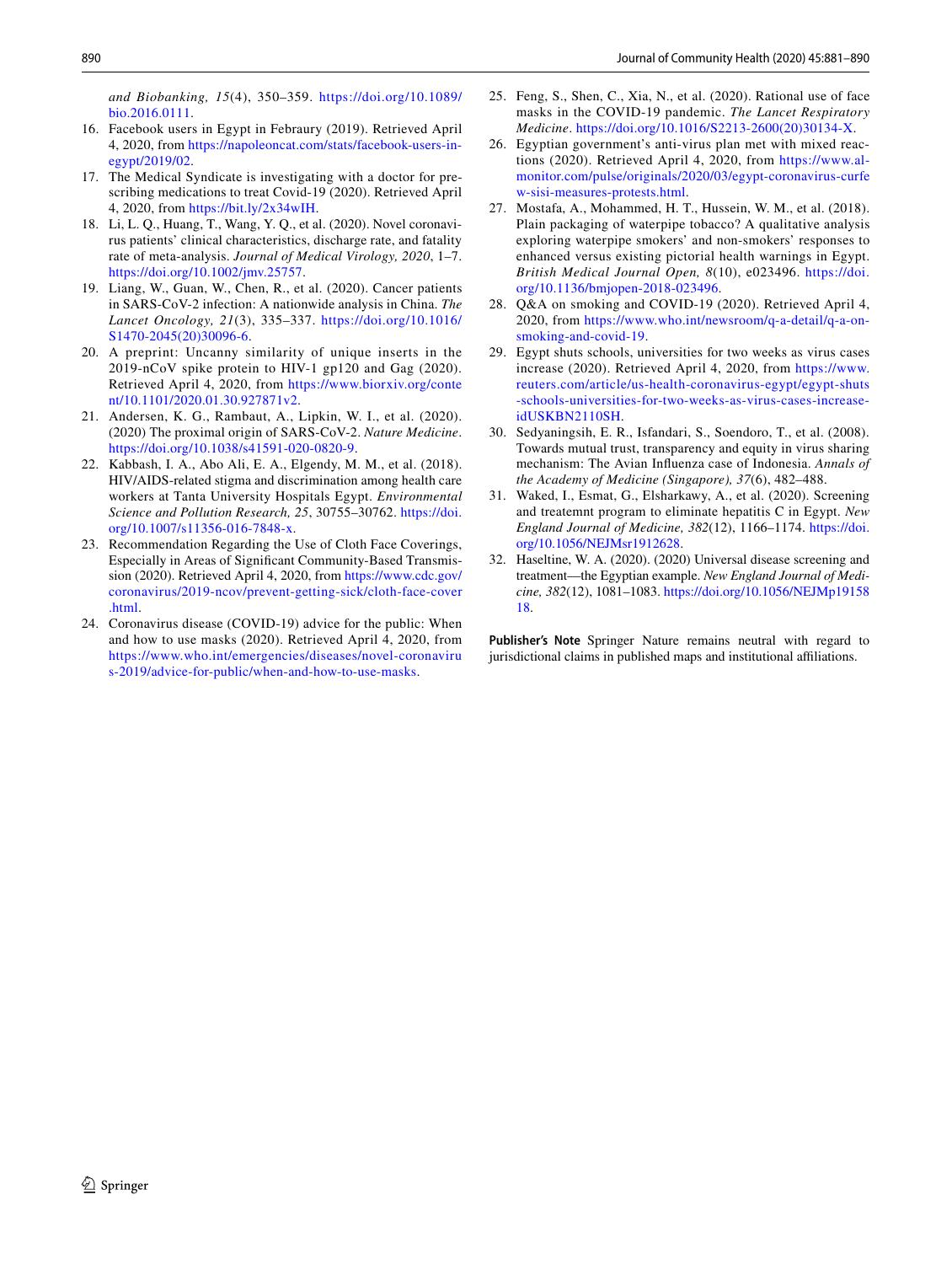*and Biobanking, 15*(4), 350–359. https://doi.org/10.1089/bio.2016.0111.

16. Facebook users in Egypt in Febraury (2019). Retrieved April 4, 2020, from https://napoleoncat.com/stats/facebook-users-in-egypt/2019/02.
17. The Medical Syndicate is investigating with a doctor for prescribing medications to treat Covid-19 (2020). Retrieved April 4, 2020, from https://bit.ly/2x34wIH.
18. Li, L. Q., Huang, T., Wang, Y. Q., et al. (2020). Novel coronavirus patients' clinical characteristics, discharge rate, and fatality rate of meta-analysis. *Journal of Medical Virology, 2020*, 1–7. https://doi.org/10.1002/jmv.25757.
19. Liang, W., Guan, W., Chen, R., et al. (2020). Cancer patients in SARS-CoV-2 infection: A nationwide analysis in China. *The Lancet Oncology, 21*(3), 335–337. https://doi.org/10.1016/S1470-2045(20)30096-6.
20. A preprint: Uncanny similarity of unique inserts in the 2019-nCoV spike protein to HIV-1 gp120 and Gag (2020). Retrieved April 4, 2020, from https://www.biorxiv.org/content/10.1101/2020.01.30.927871v2.
21. Andersen, K. G., Rambaut, A., Lipkin, W. I., et al. (2020). (2020) The proximal origin of SARS-CoV-2. *Nature Medicine*. https://doi.org/10.1038/s41591-020-0820-9.
22. Kabbash, I. A., Abo Ali, E. A., Elgendy, M. M., et al. (2018). HIV/AIDS-related stigma and discrimination among health care workers at Tanta University Hospitals Egypt. *Environmental Science and Pollution Research, 25*, 30755–30762. https://doi.org/10.1007/s11356-016-7848-x.
23. Recommendation Regarding the Use of Cloth Face Coverings, Especially in Areas of Significant Community-Based Transmission (2020). Retrieved April 4, 2020, from https://www.cdc.gov/coronavirus/2019-ncov/prevent-getting-sick/cloth-face-cover.html.
24. Coronavirus disease (COVID-19) advice for the public: When and how to use masks (2020). Retrieved April 4, 2020, from https://www.who.int/emergencies/diseases/novel-coronavirus-2019/advice-for-public/when-and-how-to-use-masks.
25. Feng, S., Shen, C., Xia, N., et al. (2020). Rational use of face masks in the COVID-19 pandemic. *The Lancet Respiratory Medicine*. https://doi.org/10.1016/S2213-2600(20)30134-X.
26. Egyptian government's anti-virus plan met with mixed reactions (2020). Retrieved April 4, 2020, from https://www.al-monitor.com/pulse/originals/2020/03/egypt-coronavirus-curfew-sisi-measures-protests.html.
27. Mostafa, A., Mohammed, H. T., Hussein, W. M., et al. (2018). Plain packaging of waterpipe tobacco? A qualitative analysis exploring waterpipe smokers' and non-smokers' responses to enhanced versus existing pictorial health warnings in Egypt. *British Medical Journal Open, 8*(10), e023496. https://doi.org/10.1136/bmjopen-2018-023496.
28. Q&A on smoking and COVID-19 (2020). Retrieved April 4, 2020, from https://www.who.int/newsroom/q-a-detail/q-a-on-smoking-and-covid-19.
29. Egypt shuts schools, universities for two weeks as virus cases increase (2020). Retrieved April 4, 2020, from https://www.reuters.com/article/us-health-coronavirus-egypt/egypt-shuts-schools-universities-for-two-weeks-as-virus-cases-increase-idUSKBN2110SH.
30. Sedyaningsih, E. R., Isfandari, S., Soendoro, T., et al. (2008). Towards mutual trust, transparency and equity in virus sharing mechanism: The Avian Influenza case of Indonesia. *Annals of the Academy of Medicine (Singapore), 37*(6), 482–488.
31. Waked, I., Esmat, G., Elsharkawy, A., et al. (2020). Screening and treatemnt program to eliminate hepatitis C in Egypt. *New England Journal of Medicine, 382*(12), 1166–1174. https://doi.org/10.1056/NEJMsr1912628.
32. Haseltine, W. A. (2020). (2020) Universal disease screening and treatment—the Egyptian example. *New England Journal of Medicine, 382*(12), 1081–1083. https://doi.org/10.1056/NEJMp1915818.

**Publisher's Note** Springer Nature remains neutral with regard to jurisdictional claims in published maps and institutional affiliations.